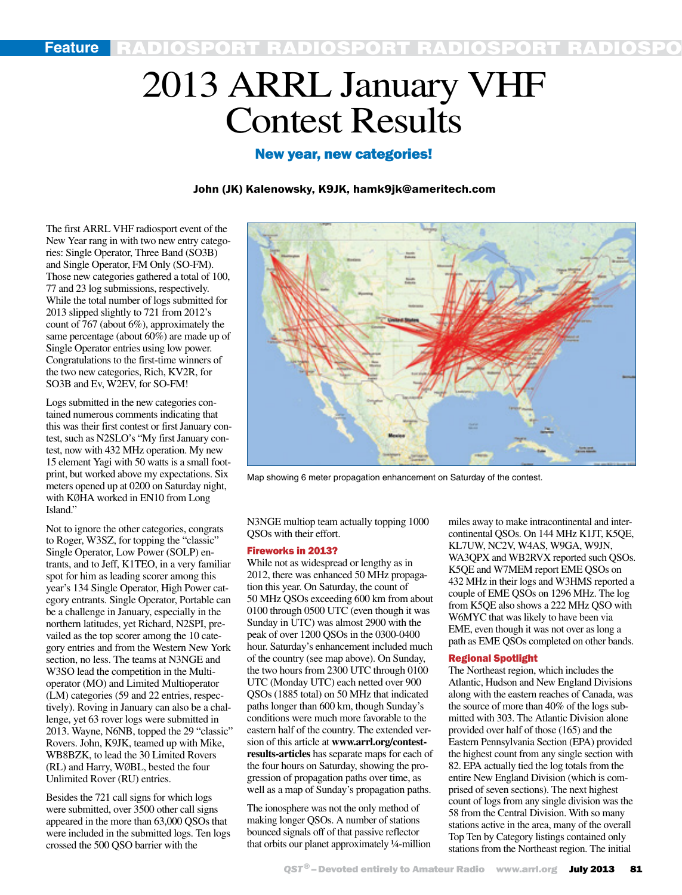# 2013 ARRL January VHF Contest Results

## New year, new categories!

**John (JK) Kalenowsky, K9JK, hamk9jk@ameritech.com**

The first ARRL VHF radiosport event of the New Year rang in with two new entry categories: Single Operator, Three Band (SO3B) and Single Operator, FM Only (SO-FM). Those new categories gathered a total of 100, 77 and 23 log submissions, respectively. While the total number of logs submitted for 2013 slipped slightly to 721 from 2012's count of 767 (about 6%), approximately the same percentage (about 60%) are made up of Single Operator entries using low power. Congratulations to the first-time winners of the two new categories, Rich, KV2R, for SO3B and Ev, W2EV, for SO-FM!

Logs submitted in the new categories contained numerous comments indicating that this was their first contest or first January contest, such as N2SLO's "My first January contest, now with 432 MHz operation. My new 15 element Yagi with 50 watts is a small footprint, but worked above my expectations. Six meters opened up at 0200 on Saturday night, with KØHA worked in EN10 from Long Island."

Not to ignore the other categories, congrats to Roger, W3SZ, for topping the "classic" Single Operator, Low Power (SOLP) entrants, and to Jeff, K1TEO, in a very familiar spot for him as leading scorer among this year's 134 Single Operator, High Power category entrants. Single Operator, Portable can be a challenge in January, especially in the northern latitudes, yet Richard, N2SPI, prevailed as the top scorer among the 10 category entries and from the Western New York section, no less. The teams at N3NGE and W3SO lead the competition in the Multioperator (MO) and Limited Multioperator (LM) categories (59 and 22 entries, respectively). Roving in January can also be a challenge, yet 63 rover logs were submitted in 2013. Wayne, N6NB, topped the 29 "classic" Rovers. John, K9JK, teamed up with Mike, WB8BZK, to lead the 30 Limited Rovers (RL) and Harry, WØBL, bested the four Unlimited Rover (RU) entries.

Besides the 721 call signs for which logs were submitted, over 3500 other call signs appeared in the more than 63,000 QSOs that were included in the submitted logs. Ten logs crossed the 500 QSO barrier with the N3NGE multiop team actually topping 1000 QSOs with their effort.

Map showing 6 meter propagation enhancement on Saturday of the contest.

### Fireworks in 2013?

While not as widespread or lengthy as in 2012, there was enhanced 50 MHz propagation this year. On Saturday, the count of 50 MHz QSOs exceeding 600 km from about 0100 through 0500 UTC (even though it was Sunday in UTC) was almost 2900 with the peak of over 1200 QSOs in the 0300-0400 hour. Saturday's enhancement included much of the country (see map above). On Sunday, the two hours from 2300 UTC through 0100 UTC (Monday UTC) each netted over 900 QSOs (1885 total) on 50 MHz that indicated paths longer than 600 km, though Sunday's conditions were much more favorable to the eastern half of the country. The extended version of this article at **www.arrl.org/contest-results-articles** has separate maps for each of the four hours on Saturday, showing the progression of propagation paths over time, as well as a map of Sunday's propagation paths.

The ionosphere was not the only method of making longer QSOs. A number of stations bounced signals off of that passive reflector that orbits our planet approximately ¼-million miles away to make intracontinental and intercontinental QSOs. On 144 MHz K1JT, K5QE, KL7UW, NC2V, W4AS, W9GA, W9JN, WA3QPX and WB2RVX reported such QSOs. K5QE and W7MEM report EME QSOs on 432 MHz in their logs and W3HMS reported a couple of EME QSOs on 1296 MHz. The log from K5QE also shows a 222 MHz QSO with W6MYC that was likely to have been via EME, even though it was not over as long a path as EME QSOs completed on other bands.

### Regional Spotlight

The Northeast region, which includes the Atlantic, Hudson and New England Divisions along with the eastern reaches of Canada, was the source of more than 40% of the logs submitted with 303. The Atlantic Division alone provided over half of those (165) and the Eastern Pennsylvania Section (EPA) provided the highest count from any single section with 82. EPA actually tied the log totals from the entire New England Division (which is comprised of seven sections). The next highest count of logs from any single division was the 58 from the Central Division. With so many stations active in the area, many of the overall Top Ten by Category listings contained only stations from the Northeast region. The initial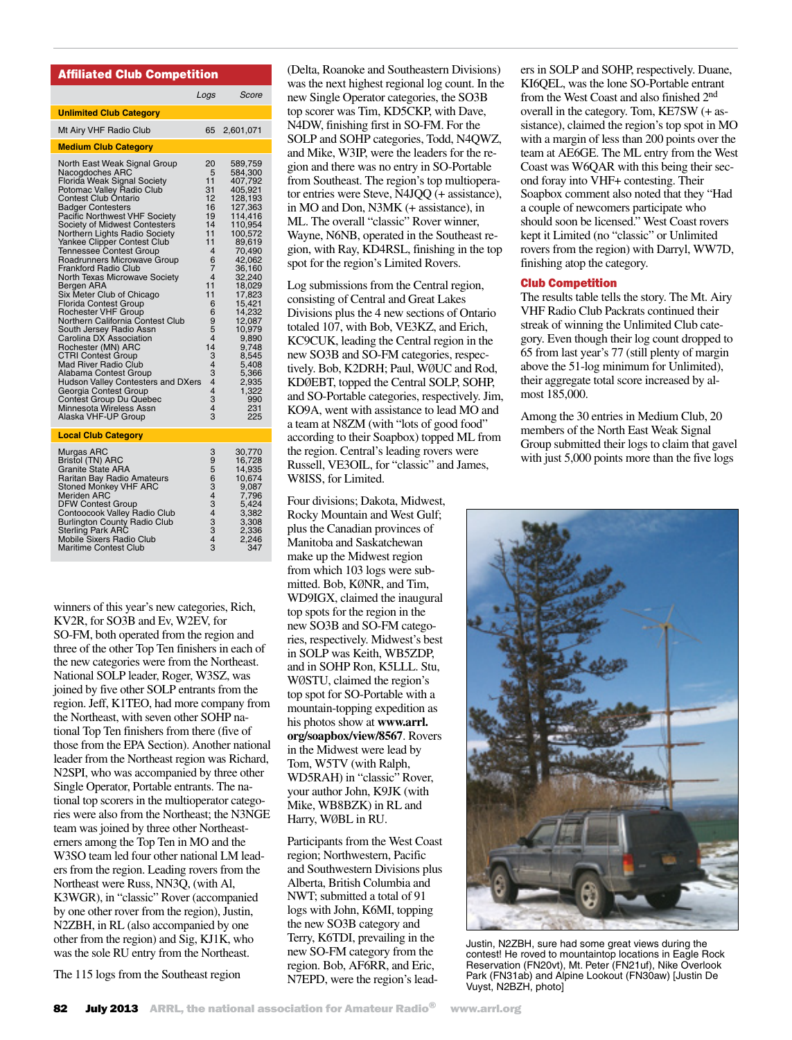## Affiliated Club Competition

| | Logs | Score |
|---|---|---|
| **Unlimited Club Category** | | |
| Mt Airy VHF Radio Club | 65 | 2,601,071 |
| **Medium Club Category** | | |
| North East Weak Signal Group | 20 | 589,759 |
| Nacogdoches ARC | 5 | 584,300 |
| Florida Weak Signal Society | 11 | 407,792 |
| Potomac Valley Radio Club | 31 | 405,921 |
| Contest Club Ontario | 12 | 128,193 |
| Badger Contesters | 16 | 127,363 |
| Pacific Northwest VHF Society | 19 | 114,416 |
| Society of Midwest Contesters | 14 | 110,954 |
| Northern Lights Radio Society | 11 | 100,572 |
| Yankee Clipper Contest Club | 11 | 89,619 |
| Tennessee Contest Group | 4 | 70,490 |
| Roadrunners Microwave Group | 6 | 42,062 |
| Frankford Radio Club | 7 | 36,160 |
| North Texas Microwave Society | 4 | 32,240 |
| Bergen ARA | 11 | 18,029 |
| Six Meter Club of Chicago | 11 | 17,823 |
| Florida Contest Group | 6 | 15,421 |
| Rochester VHF Group | 6 | 14,232 |
| Northern California Contest Club | 9 | 12,087 |
| South Jersey Radio Assn | 5 | 10,979 |
| Carolina DX Association | 4 | 9,890 |
| Rochester (MN) ARC | 14 | 9,748 |
| CTRI Contest Group | 3 | 8,545 |
| Mad River Radio Club | 4 | 5,408 |
| Alabama Contest Group | 3 | 5,366 |
| Hudson Valley Contesters and DXers | 4 | 2,935 |
| Georgia Contest Group | 4 | 1,322 |
| Contest Group Du Quebec | 3 | 990 |
| Minnesota Wireless Assn | 4 | 231 |
| Alaska VHF-UP Group | 3 | 225 |
| **Local Club Category** | | |
| Murgas ARC | 3 | 30,770 |
| Bristol (TN) ARC | 9 | 16,728 |
| Granite State ARA | 5 | 14,935 |
| Raritan Bay Radio Amateurs | 6 | 10,674 |
| Stoned Monkey VHF ARC | 3 | 9,087 |
| Meriden ARC | 4 | 7,796 |
| DFW Contest Group | 3 | 5,424 |
| Contoocook Valley Radio Club | 4 | 3,382 |
| Burlington County Radio Club | 3 | 3,308 |
| Sterling Park ARC | 3 | 2,336 |
| Mobile Sixers Radio Club | 4 | 2,246 |
| Maritime Contest Club | 3 | 347 |

winners of this year's new categories, Rich, KV2R, for SO3B and Ev, W2EV, for SO-FM, both operated from the region and three of the other Top Ten finishers in each of the new categories were from the Northeast. National SOLP leader, Roger, W3SZ, was joined by five other SOLP entrants from the region. Jeff, K1TEO, had more company from the Northeast, with seven other SOHP national Top Ten finishers from there (five of those from the EPA Section). Another national leader from the Northeast region was Richard, N2SPI, who was accompanied by three other Single Operator, Portable entrants. The national top scorers in the multioperator categories were also from the Northeast; the N3NGE team was joined by three other Northeasterners among the Top Ten in MO and the W3SO team led four other national LM leaders from the region. Leading rovers from the Northeast were Russ, NN3Q, (with Al, K3WGR), in "classic" Rover (accompanied by one other rover from the region), Justin, N2ZBH, in RL (also accompanied by one other from the region) and Sig, KJ1K, who was the sole RU entry from the Northeast.

The 115 logs from the Southeast region (Delta, Roanoke and Southeastern Divisions) was the next highest regional log count. In the new Single Operator categories, the SO3B top scorer was Tim, KD5CKP, with Dave, N4DW, finishing first in SO-FM. For the SOLP and SOHP categories, Todd, N4QWZ, and Mike, W3IP, were the leaders for the region and there was no entry in SO-Portable from Southeast. The region's top multioperator entries were Steve, N4JQQ (+ assistance), in MO and Don, N3MK (+ assistance), in ML. The overall "classic" Rover winner, Wayne, N6NB, operated in the Southeast region, with Ray, KD4RSL, finishing in the top spot for the region's Limited Rovers.

Log submissions from the Central region, consisting of Central and Great Lakes Divisions plus the 4 new sections of Ontario totaled 107, with Bob, VE3KZ, and Erich, KC9CUK, leading the Central region in the new SO3B and SO-FM categories, respectively. Bob, K2DRH; Paul, WØUC and Rod, KDØEBT, topped the Central SOLP, SOHP, and SO-Portable categories, respectively. Jim, KO9A, went with assistance to lead MO and a team at N8ZM (with "lots of good food" according to their Soapbox) topped ML from the region. Central's leading rovers were Russell, VE3OIL, for "classic" and James, W8ISS, for Limited.

Four divisions; Dakota, Midwest, Rocky Mountain and West Gulf; plus the Canadian provinces of Manitoba and Saskatchewan make up the Midwest region from which 103 logs were submitted. Bob, KØNR, and Tim, WD9IGX, claimed the inaugural top spots for the region in the new SO3B and SO-FM categories, respectively. Midwest's best in SOLP was Keith, WB5ZDP, and in SOHP Ron, K5LLL. Stu, WØSTU, claimed the region's top spot for SO-Portable with a mountain-topping expedition as his photos show at **www.arrl.org/soapbox/view/8567**. Rovers in the Midwest were lead by Tom, W5TV (with Ralph, WD5RAH) in "classic" Rover, your author John, K9JK (with Mike, WB8BZK) in RL and Harry, WØBL in RU.

Participants from the West Coast region; Northwestern, Pacific and Southwestern Divisions plus Alberta, British Columbia and NWT; submitted a total of 91 logs with John, K6MI, topping the new SO3B category and Terry, K6TDI, prevailing in the new SO-FM category from the region. Bob, AF6RR, and Eric, N7EPD, were the region's leaders in SOLP and SOHP, respectively. Duane, KI6QEL, was the lone SO-Portable entrant from the West Coast and also finished 2nd overall in the category. Tom, KE7SW (+ assistance), claimed the region's top spot in MO with a margin of less than 200 points over the team at AE6GE. The ML entry from the West Coast was W6QAR with this being their second foray into VHF+ contesting. Their Soapbox comment also noted that they "Had a couple of newcomers participate who should soon be licensed." West Coast rovers kept it Limited (no "classic" or Unlimited rovers from the region) with Darryl, WW7D, finishing atop the category.

### Club Competition

The results table tells the story. The Mt. Airy VHF Radio Club Packrats continued their streak of winning the Unlimited Club category. Even though their log count dropped to 65 from last year's 77 (still plenty of margin above the 51-log minimum for Unlimited), their aggregate total score increased by almost 185,000.

Among the 30 entries in Medium Club, 20 members of the North East Weak Signal Group submitted their logs to claim that gavel with just 5,000 points more than the five logs

Justin, N2ZBH, sure had some great views during the contest! He roved to mountaintop locations in Eagle Rock Reservation (FN20vt), Mt. Peter (FN21uf), Nike Overlook Park (FN31ab) and Alpine Lookout (FN30aw) [Justin De Vuyst, N2BZH, photo]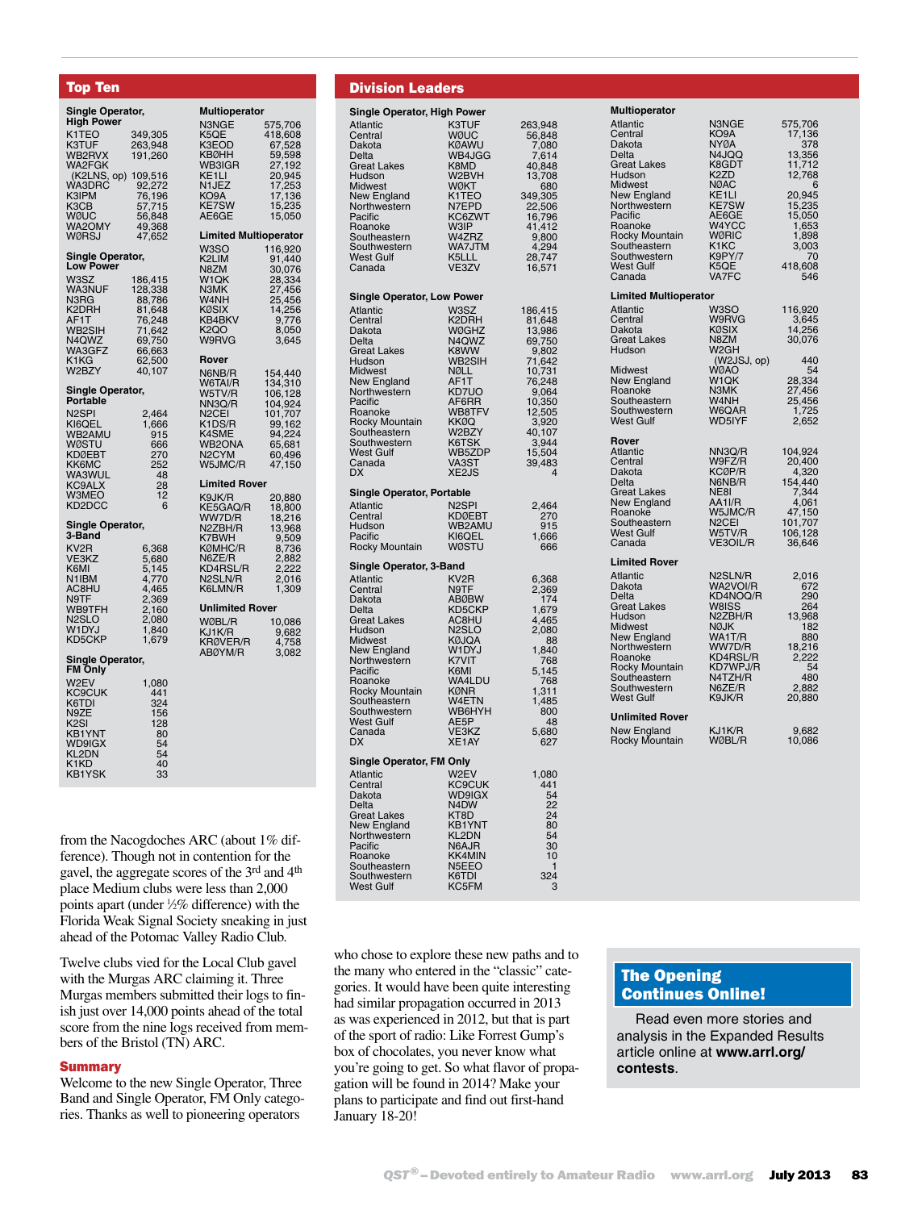## Top Ten

**Single Operator, High Power**

| | |
|---|---|
| K1TEO | 349,305 |
| K3TUF | 263,948 |
| WB2RVX | 191,260 |
| WA2FGK (K2LNS, op) | 109,516 |
| WA3DRC | 92,272 |
| K3IPM | 76,196 |
| K3CB | 57,715 |
| WØUC | 56,848 |
| WA2OMY | 49,368 |
| WØRSJ | 47,652 |

**Single Operator, Low Power**

| | |
|---|---|
| W3SZ | 186,415 |
| WA3NUF | 128,338 |
| N3RG | 88,786 |
| K2DRH | 81,648 |
| AF1T | 76,248 |
| WB2SIH | 71,642 |
| N4QWZ | 69,750 |
| WA3GFZ | 66,663 |
| K1KG | 62,500 |
| W2BZY | 40,107 |

**Single Operator, Portable**

| | |
|---|---|
| N2SPI | 2,464 |
| KI6QEL | 1,666 |
| WB2AMU | 915 |
| WØSTU | 666 |
| KDØEBT | 270 |
| KK6MC | 252 |
| WA3WUL | 48 |
| KC9ALX | 28 |
| W3MEO | 12 |
| KD2DCC | 6 |

**Single Operator, 3-Band**

| | |
|---|---|
| KV2R | 6,368 |
| VE3KZ | 5,680 |
| K6MI | 5,145 |
| N1IBM | 4,770 |
| AC8HU | 4,465 |
| N9TF | 2,369 |
| WB9TFH | 2,160 |
| N2SLO | 2,080 |
| W1DYJ | 1,840 |
| KD5CKP | 1,679 |

**Single Operator, FM Only**

| | |
|---|---|
| W2EV | 1,080 |
| KC9CUK | 441 |
| K6TDI | 324 |
| N9ZE | 156 |
| K2SI | 128 |
| KB1YNT | 80 |
| WD9IGX | 54 |
| KL2DN | 54 |
| K1KD | 40 |
| KB1YSK | 33 |

**Multioperator**

| | |
|---|---|
| N3NGE | 575,706 |
| K5QE | 418,608 |
| K3EOD | 67,528 |
| KBØHH | 59,598 |
| WB3IGR | 27,192 |
| KE1LI | 20,945 |
| N1JEZ | 17,253 |
| KO9A | 17,136 |
| KE7SW | 15,235 |
| AE6GE | 15,050 |

**Limited Multioperator**

| | |
|---|---|
| W3SO | 116,920 |
| K2LIM | 91,440 |
| N8ZM | 30,076 |
| W1QK | 28,334 |
| N3MK | 27,456 |
| W4NH | 25,456 |
| KØSIX | 14,256 |
| KB4BKV | 9,776 |
| K2QO | 8,050 |
| W9RVG | 3,645 |

**Rover**

| | |
|---|---|
| N6NB/R | 154,440 |
| W6TAI/R | 134,310 |
| W5TV/R | 106,128 |
| NN3Q/R | 104,924 |
| N2CEI | 101,707 |
| K1DS/R | 99,162 |
| K4SME | 94,224 |
| WB2ONA | 65,681 |
| N2CYM | 60,496 |
| W5JMC/R | 47,150 |

**Limited Rover**

| | |
|---|---|
| K9JK/R | 20,880 |
| KE5GAQ/R | 18,800 |
| WW7D/R | 18,216 |
| N2ZBH/R | 13,968 |
| K7BWH | 9,509 |
| KØMHC/R | 8,736 |
| N6ZE/R | 2,882 |
| KD4RSL/R | 2,222 |
| N2SLN/R | 2,016 |
| K6LMN/R | 1,309 |

**Unlimited Rover**

| | |
|---|---|
| WØBL/R | 10,086 |
| KJ1K/R | 9,682 |
| KRØVER/R | 4,758 |
| ABØYM/R | 3,082 |

## Division Leaders

**Single Operator, High Power**

| | | |
|---|---|---|
| Atlantic | K3TUF | 263,948 |
| Central | WØUC | 56,848 |
| Dakota | KØAWU | 7,080 |
| Delta | WB4JGG | 7,614 |
| Great Lakes | K8MD | 40,848 |
| Hudson | W2BVH | 13,708 |
| Midwest | WØKT | 680 |
| New England | K1TEO | 349,305 |
| Northwestern | N7EPD | 22,506 |
| Pacific | KC6ZWT | 16,796 |
| Roanoke | W3IP | 41,412 |
| Southeastern | W4ZRZ | 9,800 |
| Southwestern | WA7JTM | 4,294 |
| West Gulf | K5LLL | 28,747 |
| Canada | VE3ZV | 16,571 |

**Single Operator, Low Power**

| | | |
|---|---|---|
| Atlantic | W3SZ | 186,415 |
| Central | K2DRH | 81,648 |
| Dakota | WØGHZ | 13,986 |
| Delta | N4QWZ | 69,750 |
| Great Lakes | K8WW | 9,802 |
| Hudson | WB2SIH | 71,642 |
| Midwest | NØLL | 10,731 |
| New England | AF1T | 76,248 |
| Northwestern | KD7UO | 9,064 |
| Pacific | AF6RR | 10,350 |
| Roanoke | WB8TFV | 12,505 |
| Rocky Mountain | KKØQ | 3,920 |
| Southeastern | W2BZY | 40,107 |
| Southwestern | K6TSK | 3,944 |
| West Gulf | WB5ZDP | 15,504 |
| Canada | VA3ST | 39,483 |
| DX | XE2JS | 4 |

**Single Operator, Portable**

| | | |
|---|---|---|
| Atlantic | N2SPI | 2,464 |
| Central | KDØEBT | 270 |
| Hudson | WB2AMU | 915 |
| Pacific | KI6QEL | 1,666 |
| Rocky Mountain | WØSTU | 666 |

**Single Operator, 3-Band**

| | | |
|---|---|---|
| Atlantic | KV2R | 6,368 |
| Central | N9TF | 2,369 |
| Dakota | ABØBW | 174 |
| Delta | KD5CKP | 1,679 |
| Great Lakes | AC8HU | 4,465 |
| Hudson | N2SLO | 2,080 |
| Midwest | KØJQA | 88 |
| New England | W1DYJ | 1,840 |
| Northwestern | K7VIT | 768 |
| Pacific | K6MI | 5,145 |
| Roanoke | WA4LDU | 768 |
| Rocky Mountain | KØNR | 1,311 |
| Southeastern | W4ETN | 1,485 |
| Southwestern | WB6HYH | 800 |
| West Gulf | AE5P | 48 |
| Canada | VE3KZ | 5,680 |
| DX | XE1AY | 627 |

**Single Operator, FM Only**

| | | |
|---|---|---|
| Atlantic | W2EV | 1,080 |
| Central | KC9CUK | 441 |
| Dakota | WD9IGX | 54 |
| Delta | N4DW | 22 |
| Great Lakes | KT8D | 24 |
| New England | KB1YNT | 80 |
| Northwestern | KL2DN | 54 |
| Pacific | N6AJR | 30 |
| Roanoke | KK4MIN | 10 |
| Southeastern | N5EEO | 1 |
| Southwestern | K6TDI | 324 |
| West Gulf | KC5FM | 3 |

**Multioperator**

| | | |
|---|---|---|
| Atlantic | N3NGE | 575,706 |
| Central | KO9A | 17,136 |
| Dakota | NYØA | 378 |
| Delta | N4JQQ | 13,356 |
| Great Lakes | K8GDT | 11,712 |
| Hudson | K2ZD | 12,768 |
| Midwest | NØAC | 6 |
| New England | KE1LI | 20,945 |
| Northwestern | KE7SW | 15,235 |
| Pacific | AE6GE | 15,050 |
| Roanoke | W4YCC | 1,653 |
| Rocky Mountain | WØRIC | 1,898 |
| Southeastern | K1KC | 3,003 |
| Southwestern | K9PY/7 | 70 |
| West Gulf | K5QE | 418,608 |
| Canada | VA7FC | 546 |

**Limited Multioperator**

| | | |
|---|---|---|
| Atlantic | W3SO | 116,920 |
| Central | W9RVG | 3,645 |
| Dakota | KØSIX | 14,256 |
| Great Lakes | N8ZM | 30,076 |
| Hudson | W2GH (W2JSJ, op) | 440 |
| Midwest | WØAO | 54 |
| New England | W1QK | 28,334 |
| Roanoke | N3MK | 27,456 |
| Southeastern | W4NH | 25,456 |
| Southwestern | W6QAR | 1,725 |
| West Gulf | WD5IYF | 2,652 |

**Rover**

| | | |
|---|---|---|
| Atlantic | NN3Q/R | 104,924 |
| Central | W9FZ/R | 20,400 |
| Dakota | KCØP/R | 4,320 |
| Delta | N6NB/R | 154,440 |
| Great Lakes | NE8I | 7,344 |
| New England | AA1I/R | 4,061 |
| Roanoke | W5JMC/R | 47,150 |
| Southeastern | N2CEI | 101,707 |
| West Gulf | W5TV/R | 106,128 |
| Canada | VE3OIL/R | 36,646 |

**Limited Rover**

| | | |
|---|---|---|
| Atlantic | N2SLN/R | 2,016 |
| Dakota | WA2VOI/R | 672 |
| Delta | KD4NOQ/R | 290 |
| Great Lakes | W8ISS | 264 |
| Hudson | N2ZBH/R | 13,968 |
| Midwest | NØJK | 182 |
| New England | WA1T/R | 880 |
| Northwestern | WW7D/R | 18,216 |
| Roanoke | KD4RSL/R | 2,222 |
| Rocky Mountain | KD7WPJ/R | 54 |
| Southeastern | N4TZH/R | 480 |
| Southwestern | N6ZE/R | 2,882 |
| West Gulf | K9JK/R | 20,880 |

**Unlimited Rover**

| | | |
|---|---|---|
| New England | KJ1K/R | 9,682 |
| Rocky Mountain | WØBL/R | 10,086 |

from the Nacogdoches ARC (about 1% difference). Though not in contention for the gavel, the aggregate scores of the 3rd and 4th place Medium clubs were less than 2,000 points apart (under ½% difference) with the Florida Weak Signal Society sneaking in just ahead of the Potomac Valley Radio Club.

Twelve clubs vied for the Local Club gavel with the Murgas ARC claiming it. Three Murgas members submitted their logs to finish just over 14,000 points ahead of the total score from the nine logs received from members of the Bristol (TN) ARC.

### Summary

Welcome to the new Single Operator, Three Band and Single Operator, FM Only categories. Thanks as well to pioneering operators who chose to explore these new paths and to the many who entered in the "classic" categories. It would have been quite interesting had similar propagation occurred in 2013 as was experienced in 2012, but that is part of the sport of radio: Like Forrest Gump's box of chocolates, you never know what you're going to get. So what flavor of propagation will be found in 2014? Make your plans to participate and find out first-hand January 18-20!

### The Opening Continues Online!

Read even more stories and analysis in the Expanded Results article online at **www.arrl.org/contests**.